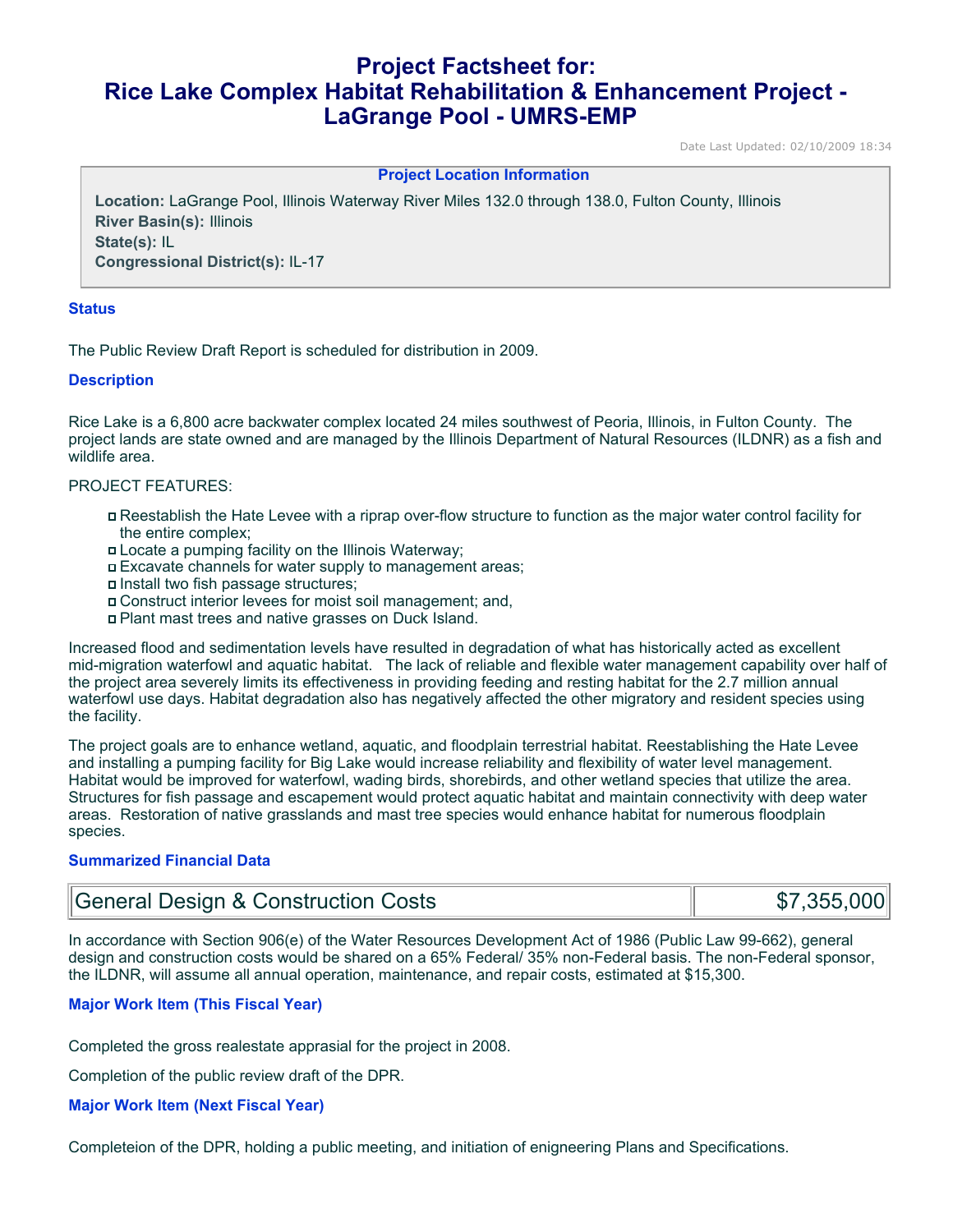# Project Factsheet for: Rice Lake Complex Habitat Rehabilitation & Enhancement Project - LaGrange Pool - UMRS-EMP

Date Last Updated: 02/10/2009 18:34

## Project Location Information

**Location:** LaGrange Pool, Illinois Waterway River Miles 132.0 through 138.0, Fulton County, Illinois
**River Basin(s):** Illinois
**State(s):** IL
**Congressional District(s):** IL-17

### Status

The Public Review Draft Report is scheduled for distribution in 2009.

### Description

Rice Lake is a 6,800 acre backwater complex located 24 miles southwest of Peoria, Illinois, in Fulton County. The project lands are state owned and are managed by the Illinois Department of Natural Resources (ILDNR) as a fish and wildlife area.

PROJECT FEATURES:

- Reestablish the Hate Levee with a riprap over-flow structure to function as the major water control facility for the entire complex;
- Locate a pumping facility on the Illinois Waterway;
- Excavate channels for water supply to management areas;
- Install two fish passage structures;
- Construct interior levees for moist soil management; and,
- Plant mast trees and native grasses on Duck Island.

Increased flood and sedimentation levels have resulted in degradation of what has historically acted as excellent mid-migration waterfowl and aquatic habitat. The lack of reliable and flexible water management capability over half of the project area severely limits its effectiveness in providing feeding and resting habitat for the 2.7 million annual waterfowl use days. Habitat degradation also has negatively affected the other migratory and resident species using the facility.

The project goals are to enhance wetland, aquatic, and floodplain terrestrial habitat. Reestablishing the Hate Levee and installing a pumping facility for Big Lake would increase reliability and flexibility of water level management. Habitat would be improved for waterfowl, wading birds, shorebirds, and other wetland species that utilize the area. Structures for fish passage and escapement would protect aquatic habitat and maintain connectivity with deep water areas. Restoration of native grasslands and mast tree species would enhance habitat for numerous floodplain species.

### Summarized Financial Data

| General Design & Construction Costs | $7,355,000 |
|---|---|

In accordance with Section 906(e) of the Water Resources Development Act of 1986 (Public Law 99-662), general design and construction costs would be shared on a 65% Federal/ 35% non-Federal basis. The non-Federal sponsor, the ILDNR, will assume all annual operation, maintenance, and repair costs, estimated at $15,300.

### Major Work Item (This Fiscal Year)

Completed the gross realestate apprasial for the project in 2008.

Completion of the public review draft of the DPR.

### Major Work Item (Next Fiscal Year)

Completeion of the DPR, holding a public meeting, and initiation of enigneering Plans and Specifications.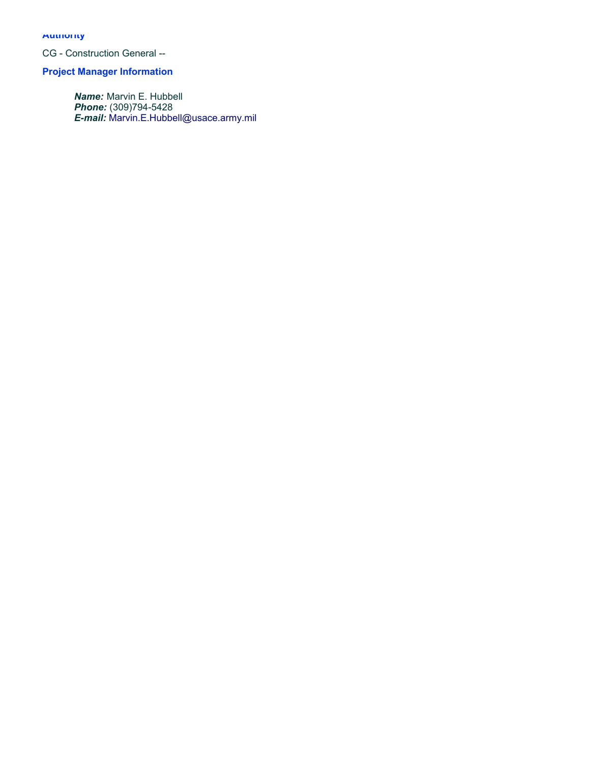## Authority

CG - Construction General --

## Project Manager Information

***Name:*** Marvin E. Hubbell
***Phone:*** (309)794-5428
***E-mail:*** Marvin.E.Hubbell@usace.army.mil